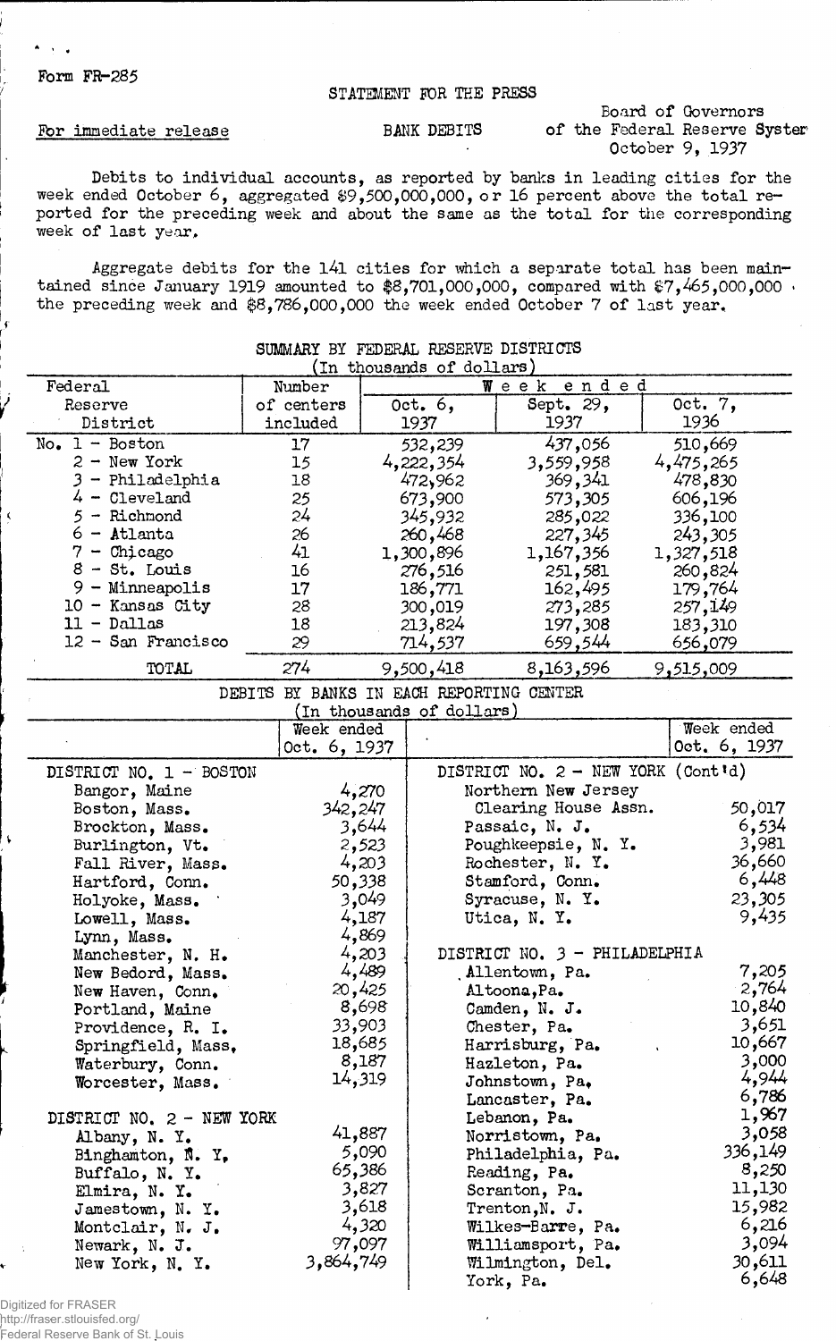Form FR-285

STATEMENT FOR THE PRESS

For immediate release

BANK DEBITS

Board of Governors of the Federal Reserve System
October 9, 1937

Debits to individual accounts, as reported by banks in leading cities for the week ended October 6, aggregated $9,500,000,000, or 16 percent above the total reported for the preceding week and about the same as the total for the corresponding week of last year.

Aggregate debits for the 141 cities for which a separate total has been maintained since January 1919 amounted to $8,701,000,000, compared with $7,465,000,000 the preceding week and $8,786,000,000 the week ended October 7 of last year.

SUMMARY BY FEDERAL RESERVE DISTRICTS
(In thousands of dollars)

| Federal Reserve District | Number of centers included | Week ended Oct. 6, 1937 | Week ended Sept. 29, 1937 | Week ended Oct. 7, 1936 |
|---|---|---|---|---|
| No. 1 - Boston | 17 | 532,239 | 437,056 | 510,669 |
| 2 - New York | 15 | 4,222,354 | 3,559,958 | 4,475,265 |
| 3 - Philadelphia | 18 | 472,962 | 369,341 | 478,830 |
| 4 - Cleveland | 25 | 673,900 | 573,305 | 606,196 |
| 5 - Richmond | 24 | 345,932 | 285,022 | 336,100 |
| 6 - Atlanta | 26 | 260,468 | 227,345 | 243,305 |
| 7 - Chicago | 41 | 1,300,896 | 1,167,356 | 1,327,518 |
| 8 - St. Louis | 16 | 276,516 | 251,581 | 260,824 |
| 9 - Minneapolis | 17 | 186,771 | 162,495 | 179,764 |
| 10 - Kansas City | 28 | 300,019 | 273,285 | 257,149 |
| 11 - Dallas | 18 | 213,824 | 197,308 | 183,310 |
| 12 - San Francisco | 29 | 714,537 | 659,544 | 656,079 |
| TOTAL | 274 | 9,500,418 | 8,163,596 | 9,515,009 |

DEBITS BY BANKS IN EACH REPORTING CENTER
(In thousands of dollars)

| | Week ended Oct. 6, 1937 |
|---|---|
| **DISTRICT NO. 1 - BOSTON** | |
| Bangor, Maine | 4,270 |
| Boston, Mass. | 342,247 |
| Brockton, Mass. | 3,644 |
| Burlington, Vt. | 2,523 |
| Fall River, Mass. | 4,203 |
| Hartford, Conn. | 50,338 |
| Holyoke, Mass. | 3,049 |
| Lowell, Mass. | 4,187 |
| Lynn, Mass. | 4,869 |
| Manchester, N. H. | 4,203 |
| New Bedford, Mass. | 4,489 |
| New Haven, Conn. | 20,425 |
| Portland, Maine | 8,698 |
| Providence, R. I. | 33,903 |
| Springfield, Mass. | 18,685 |
| Waterbury, Conn. | 8,187 |
| Worcester, Mass. | 14,319 |
| **DISTRICT NO. 2 - NEW YORK** | |
| Albany, N. Y. | 41,887 |
| Binghamton, N. Y. | 5,090 |
| Buffalo, N. Y. | 65,386 |
| Elmira, N. Y. | 3,827 |
| Jamestown, N. Y. | 3,618 |
| Montclair, N. J. | 4,320 |
| Newark, N. J. | 97,097 |
| New York, N. Y. | 3,864,749 |
| Northern New Jersey Clearing House Assn. | 50,017 |
| Passaic, N. J. | 6,534 |
| Poughkeepsie, N. Y. | 3,981 |
| Rochester, N. Y. | 36,660 |
| Stamford, Conn. | 6,448 |
| Syracuse, N. Y. | 23,305 |
| Utica, N. Y. | 9,435 |
| **DISTRICT NO. 3 - PHILADELPHIA** | |
| Allentown, Pa. | 7,205 |
| Altoona, Pa. | 2,764 |
| Camden, N. J. | 10,840 |
| Chester, Pa. | 3,651 |
| Harrisburg, Pa. | 10,667 |
| Hazleton, Pa. | 3,000 |
| Johnstown, Pa. | 4,944 |
| Lancaster, Pa. | 6,786 |
| Lebanon, Pa. | 1,967 |
| Norristown, Pa. | 3,058 |
| Philadelphia, Pa. | 336,149 |
| Reading, Pa. | 8,250 |
| Scranton, Pa. | 11,130 |
| Trenton, N. J. | 15,982 |
| Wilkes-Barre, Pa. | 6,216 |
| Williamsport, Pa. | 3,094 |
| Wilmington, Del. | 30,611 |
| York, Pa. | 6,648 |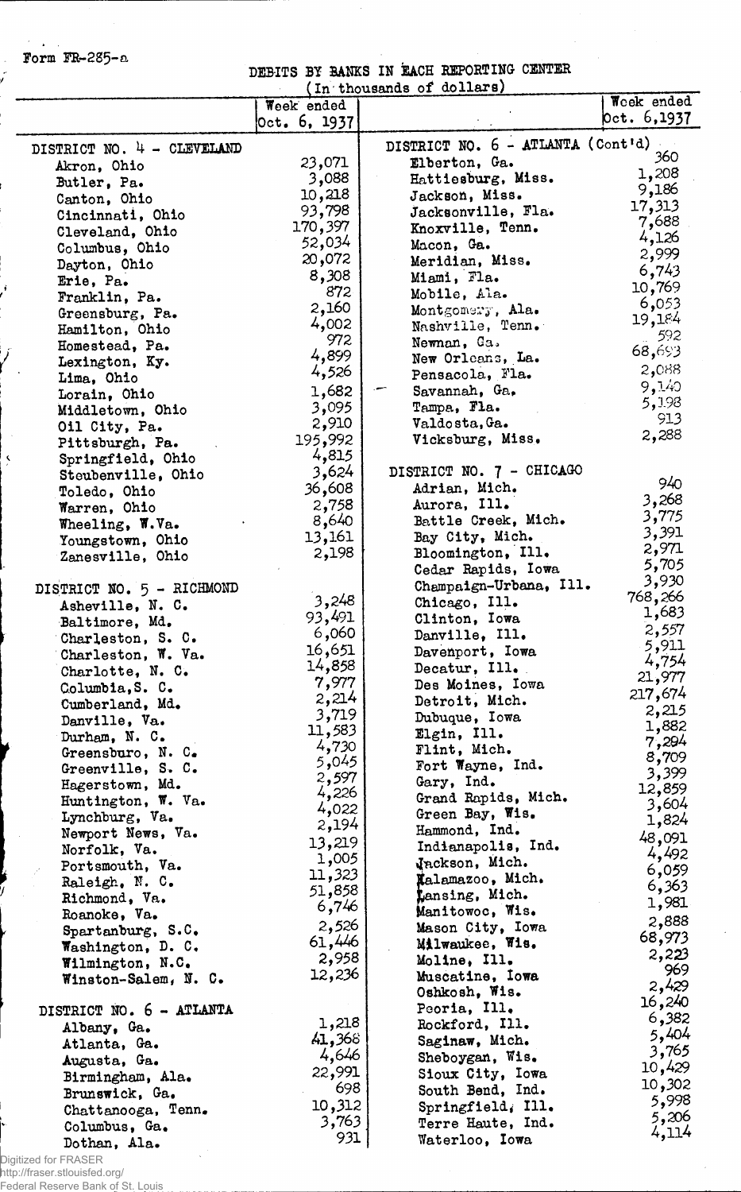Form FR-285-a

# DEBITS BY BANKS IN EACH REPORTING CENTER

(In thousands of dollars)

| | Week ended Oct. 6, 1937 |
|---|---|
| **DISTRICT NO. 4 - CLEVELAND** | |
| Akron, Ohio | 23,071 |
| Butler, Pa. | 3,088 |
| Canton, Ohio | 10,218 |
| Cincinnati, Ohio | 93,798 |
| Cleveland, Ohio | 170,397 |
| Columbus, Ohio | 52,034 |
| Dayton, Ohio | 20,072 |
| Erie, Pa. | 8,308 |
| Franklin, Pa. | 872 |
| Greensburg, Pa. | 2,160 |
| Hamilton, Ohio | 4,002 |
| Homestead, Pa. | 972 |
| Lexington, Ky. | 4,899 |
| Lima, Ohio | 4,526 |
| Lorain, Ohio | 1,682 |
| Middletown, Ohio | 3,095 |
| Oil City, Pa. | 2,910 |
| Pittsburgh, Pa. | 195,992 |
| Springfield, Ohio | 4,815 |
| Steubenville, Ohio | 3,624 |
| Toledo, Ohio | 36,608 |
| Warren, Ohio | 2,758 |
| Wheeling, W.Va. | 8,640 |
| Youngstown, Ohio | 13,161 |
| Zanesville, Ohio | 2,198 |
| **DISTRICT NO. 5 - RICHMOND** | |
| Asheville, N. C. | 3,248 |
| Baltimore, Md. | 93,491 |
| Charleston, S. C. | 6,060 |
| Charleston, W. Va. | 16,651 |
| Charlotte, N. C. | 14,858 |
| Columbia, S. C. | 7,977 |
| Cumberland, Md. | 2,214 |
| Danville, Va. | 3,719 |
| Durham, N. C. | 11,583 |
| Greensburo, N. C. | 4,730 |
| Greenville, S. C. | 5,045 |
| Hagerstown, Md. | 2,597 |
| Huntington, W. Va. | 4,226 |
| Lynchburg, Va. | 4,022 |
| Newport News, Va. | 2,194 |
| Norfolk, Va. | 13,219 |
| Portsmouth, Va. | 1,005 |
| Raleigh, N. C. | 11,323 |
| Richmond, Va. | 51,858 |
| Roanoke, Va. | 6,746 |
| Spartanburg, S.C. | 2,526 |
| Washington, D. C. | 61,446 |
| Wilmington, N.C. | 2,958 |
| Winston-Salem, N. C. | 12,236 |
| **DISTRICT NO. 6 - ATLANTA** | |
| Albany, Ga. | 1,218 |
| Atlanta, Ga. | 41,368 |
| Augusta, Ga. | 4,646 |
| Birmingham, Ala. | 22,991 |
| Brunswick, Ga. | 698 |
| Chattanooga, Tenn. | 10,312 |
| Columbus, Ga. | 3,763 |
| Dothan, Ala. | 931 |
| **DISTRICT NO. 6 - ATLANTA (Cont'd)** | |
| Elberton, Ga. | 360 |
| Hattiesburg, Miss. | 1,208 |
| Jackson, Miss. | 9,186 |
| Jacksonville, Fla. | 17,313 |
| Knoxville, Tenn. | 7,688 |
| Macon, Ga. | 4,126 |
| Meridian, Miss. | 2,999 |
| Miami, Fla. | 6,743 |
| Mobile, Ala. | 10,769 |
| Montgomery, Ala. | 6,053 |
| Nashville, Tenn. | 19,184 |
| Newnan, Ga. | 592 |
| New Orleans, La. | 68,693 |
| Pensacola, Fla. | 2,088 |
| Savannah, Ga. | 9,140 |
| Tampa, Fla. | 5,198 |
| Valdosta, Ga. | 913 |
| Vicksburg, Miss. | 2,288 |
| **DISTRICT NO. 7 - CHICAGO** | |
| Adrian, Mich. | 940 |
| Aurora, Ill. | 3,268 |
| Battle Creek, Mich. | 3,775 |
| Bay City, Mich. | 3,391 |
| Bloomington, Ill. | 2,971 |
| Cedar Rapids, Iowa | 5,705 |
| Champaign-Urbana, Ill. | 3,930 |
| Chicago, Ill. | 768,266 |
| Clinton, Iowa | 1,683 |
| Danville, Ill. | 2,557 |
| Davenport, Iowa | 5,911 |
| Decatur, Ill. | 4,754 |
| Des Moines, Iowa | 21,977 |
| Detroit, Mich. | 217,674 |
| Dubuque, Iowa | 2,215 |
| Elgin, Ill. | 1,882 |
| Flint, Mich. | 7,294 |
| Fort Wayne, Ind. | 8,709 |
| Gary, Ind. | 3,399 |
| Grand Rapids, Mich. | 12,859 |
| Green Bay, Wis. | 3,604 |
| Hammond, Ind. | 1,824 |
| Indianapolis, Ind. | 48,091 |
| Jackson, Mich. | 4,492 |
| Kalamazoo, Mich. | 6,059 |
| Lansing, Mich. | 6,363 |
| Manitowoc, Wis. | 1,981 |
| Mason City, Iowa | 2,888 |
| Milwaukee, Wis. | 68,973 |
| Moline, Ill. | 2,223 |
| Muscatine, Iowa | 969 |
| Oshkosh, Wis. | 2,429 |
| Peoria, Ill. | 16,240 |
| Rockford, Ill. | 6,382 |
| Saginaw, Mich. | 5,404 |
| Sheboygan, Wis. | 3,765 |
| Sioux City, Iowa | 10,429 |
| South Bend, Ind. | 10,302 |
| Springfield, Ill. | 5,998 |
| Terre Haute, Ind. | 5,206 |
| Waterloo, Iowa | 4,114 |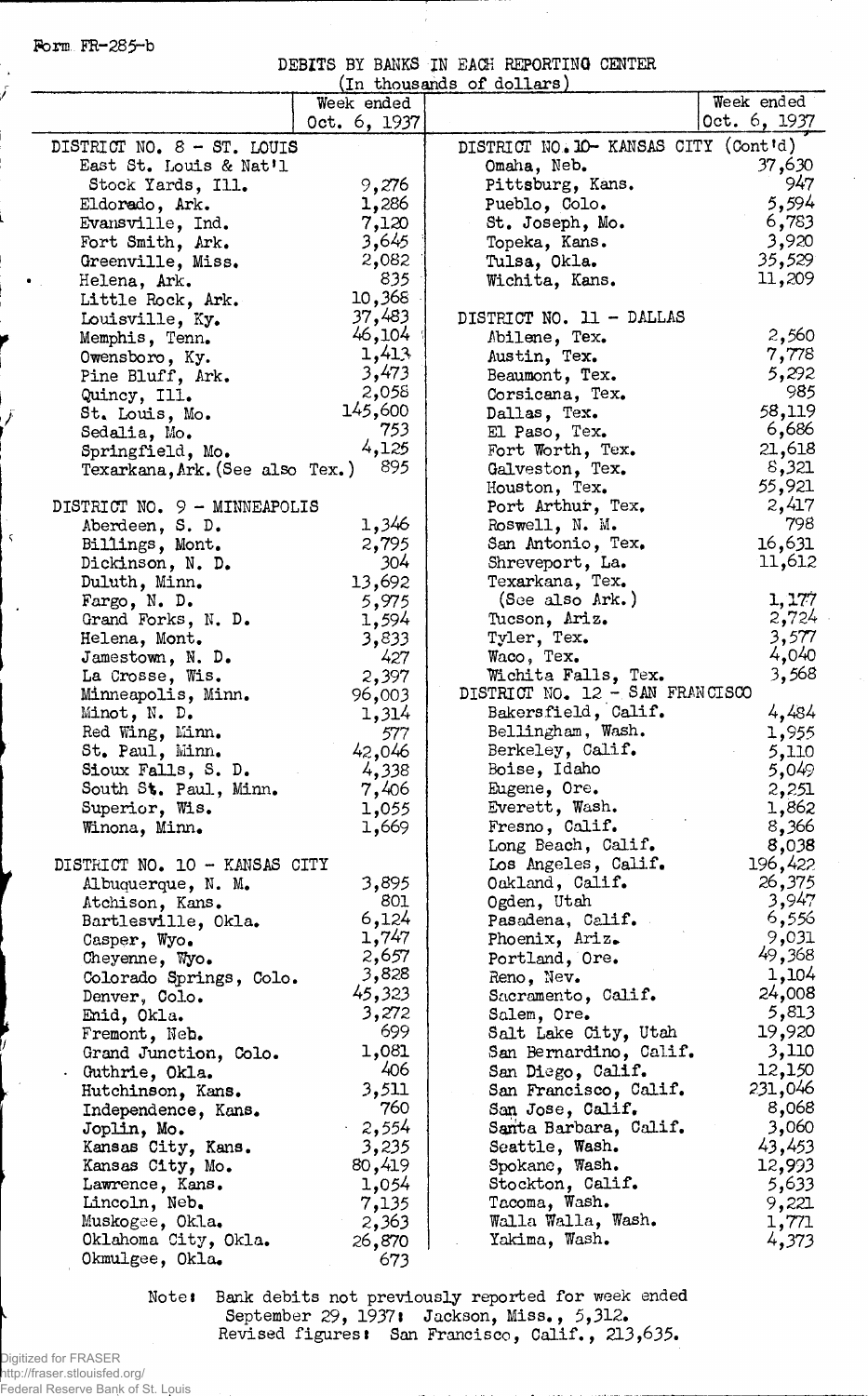Form FR-285-b

DEBITS BY BANKS IN EACH REPORTING CENTER

(In thousands of dollars)

| | Week ended Oct. 6, 1937 |
|---|---|
| **DISTRICT NO. 8 - ST. LOUIS** | |
| East St. Louis & Nat'l Stock Yards, Ill. | 9,276 |
| Eldorado, Ark. | 1,286 |
| Evansville, Ind. | 7,120 |
| Fort Smith, Ark. | 3,645 |
| Greenville, Miss. | 2,082 |
| Helena, Ark. | 835 |
| Little Rock, Ark. | 10,368 |
| Louisville, Ky. | 37,483 |
| Memphis, Tenn. | 46,104 |
| Owensboro, Ky. | 1,413 |
| Pine Bluff, Ark. | 3,473 |
| Quincy, Ill. | 2,058 |
| St. Louis, Mo. | 145,600 |
| Sedalia, Mo. | 753 |
| Springfield, Mo. | 4,125 |
| Texarkana, Ark. (See also Tex.) | 895 |
| **DISTRICT NO. 9 - MINNEAPOLIS** | |
| Aberdeen, S. D. | 1,346 |
| Billings, Mont. | 2,795 |
| Dickinson, N. D. | 304 |
| Duluth, Minn. | 13,692 |
| Fargo, N. D. | 5,975 |
| Grand Forks, N. D. | 1,594 |
| Helena, Mont. | 3,833 |
| Jamestown, N. D. | 427 |
| La Crosse, Wis. | 2,397 |
| Minneapolis, Minn. | 96,003 |
| Minot, N. D. | 1,314 |
| Red Wing, Minn. | 577 |
| St. Paul, Minn. | 42,046 |
| Sioux Falls, S. D. | 4,338 |
| South St. Paul, Minn. | 7,406 |
| Superior, Wis. | 1,055 |
| Winona, Minn. | 1,669 |
| **DISTRICT NO. 10 - KANSAS CITY** | |
| Albuquerque, N. M. | 3,895 |
| Atchison, Kans. | 801 |
| Bartlesville, Okla. | 6,124 |
| Casper, Wyo. | 1,747 |
| Cheyenne, Wyo. | 2,657 |
| Colorado Springs, Colo. | 3,828 |
| Denver, Colo. | 45,323 |
| Enid, Okla. | 3,272 |
| Fremont, Neb. | 699 |
| Grand Junction, Colo. | 1,081 |
| Guthrie, Okla. | 406 |
| Hutchinson, Kans. | 3,511 |
| Independence, Kans. | 760 |
| Joplin, Mo. | 2,554 |
| Kansas City, Kans. | 3,235 |
| Kansas City, Mo. | 80,419 |
| Lawrence, Kans. | 1,054 |
| Lincoln, Neb. | 7,135 |
| Muskogee, Okla. | 2,363 |
| Oklahoma City, Okla. | 26,870 |
| Okmulgee, Okla. | 673 |
| **DISTRICT NO. 10 - KANSAS CITY (Cont'd)** | |
| Omaha, Neb. | 37,630 |
| Pittsburg, Kans. | 947 |
| Pueblo, Colo. | 5,594 |
| St. Joseph, Mo. | 6,783 |
| Topeka, Kans. | 3,920 |
| Tulsa, Okla. | 35,529 |
| Wichita, Kans. | 11,209 |
| **DISTRICT NO. 11 - DALLAS** | |
| Abilene, Tex. | 2,560 |
| Austin, Tex. | 7,778 |
| Beaumont, Tex. | 5,292 |
| Corsicana, Tex. | 985 |
| Dallas, Tex. | 58,119 |
| El Paso, Tex. | 6,686 |
| Fort Worth, Tex. | 21,618 |
| Galveston, Tex. | 8,321 |
| Houston, Tex. | 55,921 |
| Port Arthur, Tex. | 2,417 |
| Roswell, N. M. | 798 |
| San Antonio, Tex. | 16,631 |
| Shreveport, La. | 11,612 |
| Texarkana, Tex. (See also Ark.) | 1,177 |
| Tucson, Ariz. | 2,724 |
| Tyler, Tex. | 3,577 |
| Waco, Tex. | 4,040 |
| Wichita Falls, Tex. | 3,568 |
| **DISTRICT NO. 12 - SAN FRANCISCO** | |
| Bakersfield, Calif. | 4,484 |
| Bellingham, Wash. | 1,955 |
| Berkeley, Calif. | 5,110 |
| Boise, Idaho | 5,049 |
| Eugene, Ore. | 2,251 |
| Everett, Wash. | 1,862 |
| Fresno, Calif. | 8,366 |
| Long Beach, Calif. | 8,038 |
| Los Angeles, Calif. | 196,422 |
| Oakland, Calif. | 26,375 |
| Ogden, Utah | 3,947 |
| Pasadena, Calif. | 6,556 |
| Phoenix, Ariz. | 9,031 |
| Portland, Ore. | 49,368 |
| Reno, Nev. | 1,104 |
| Sacramento, Calif. | 24,008 |
| Salem, Ore. | 5,813 |
| Salt Lake City, Utah | 19,920 |
| San Bernardino, Calif. | 3,110 |
| San Diego, Calif. | 12,150 |
| San Francisco, Calif. | 231,046 |
| San Jose, Calif. | 8,068 |
| Santa Barbara, Calif. | 3,060 |
| Seattle, Wash. | 43,453 |
| Spokane, Wash. | 12,993 |
| Stockton, Calif. | 5,633 |
| Tacoma, Wash. | 9,221 |
| Walla Walla, Wash. | 1,771 |
| Yakima, Wash. | 4,373 |

Note: Bank debits not previously reported for week ended September 29, 1937: Jackson, Miss., 5,312.
Revised figures: San Francisco, Calif., 213,635.